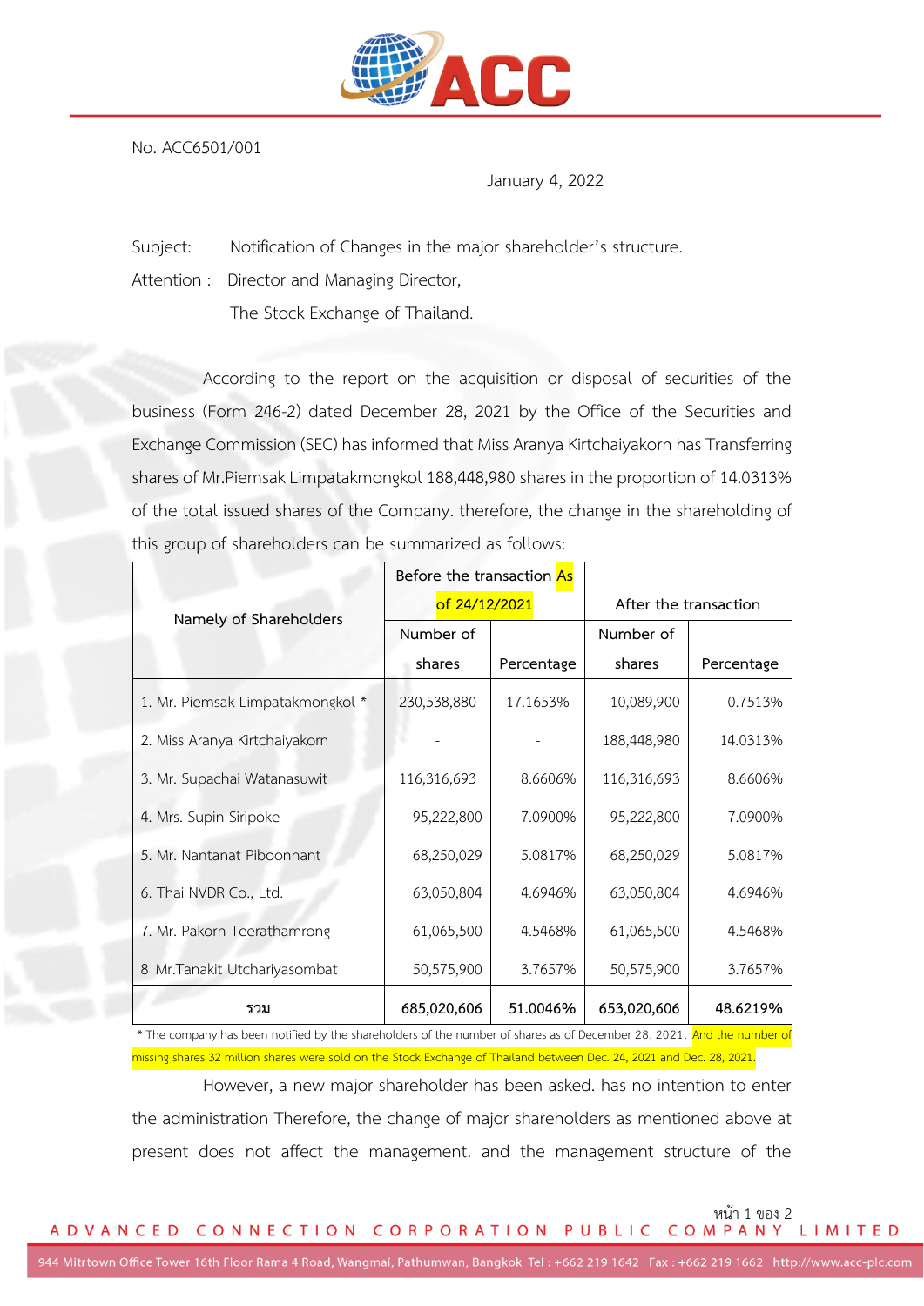No. ACC6501/001

January 4, 2022

Subject: Notification of Changes in the major shareholder's structure.

Attention : Director and Managing Director,

The Stock Exchange of Thailand.

According to the report on the acquisition or disposal of securities of the business (Form 246-2) dated December 28, 2021 by the Office of the Securities and Exchange Commission (SEC) has informed that Miss Aranya Kirtchaiyakorn has Transferring shares of Mr.Piemsak Limpatakmongkol 188,448,980 shares in the proportion of 14.0313% of the total issued shares of the Company. therefore, the change in the shareholding of this group of shareholders can be summarized as follows:

| Namely of Shareholders | Before the transaction As of 24/12/2021 | | After the transaction | |
|---|---|---|---|---|
| | Number of shares | Percentage | Number of shares | Percentage |
| 1. Mr. Piemsak Limpatakmongkol * | 230,538,880 | 17.1653% | 10,089,900 | 0.7513% |
| 2. Miss Aranya Kirtchaiyakorn | - | - | 188,448,980 | 14.0313% |
| 3. Mr. Supachai Watanasuwit | 116,316,693 | 8.6606% | 116,316,693 | 8.6606% |
| 4. Mrs. Supin Siripoke | 95,222,800 | 7.0900% | 95,222,800 | 7.0900% |
| 5. Mr. Nantanat Piboonnant | 68,250,029 | 5.0817% | 68,250,029 | 5.0817% |
| 6. Thai NVDR Co., Ltd. | 63,050,804 | 4.6946% | 63,050,804 | 4.6946% |
| 7. Mr. Pakorn Teerathamrong | 61,065,500 | 4.5468% | 61,065,500 | 4.5468% |
| 8 Mr.Tanakit Utchariyasombat | 50,575,900 | 3.7657% | 50,575,900 | 3.7657% |
| **รวม** | **685,020,606** | **51.0046%** | **653,020,606** | **48.6219%** |

* The company has been notified by the shareholders of the number of shares as of December 28, 2021. And the number of missing shares 32 million shares were sold on the Stock Exchange of Thailand between Dec. 24, 2021 and Dec. 28, 2021.

However, a new major shareholder has been asked. has no intention to enter the administration Therefore, the change of major shareholders as mentioned above at present does not affect the management. and the management structure of the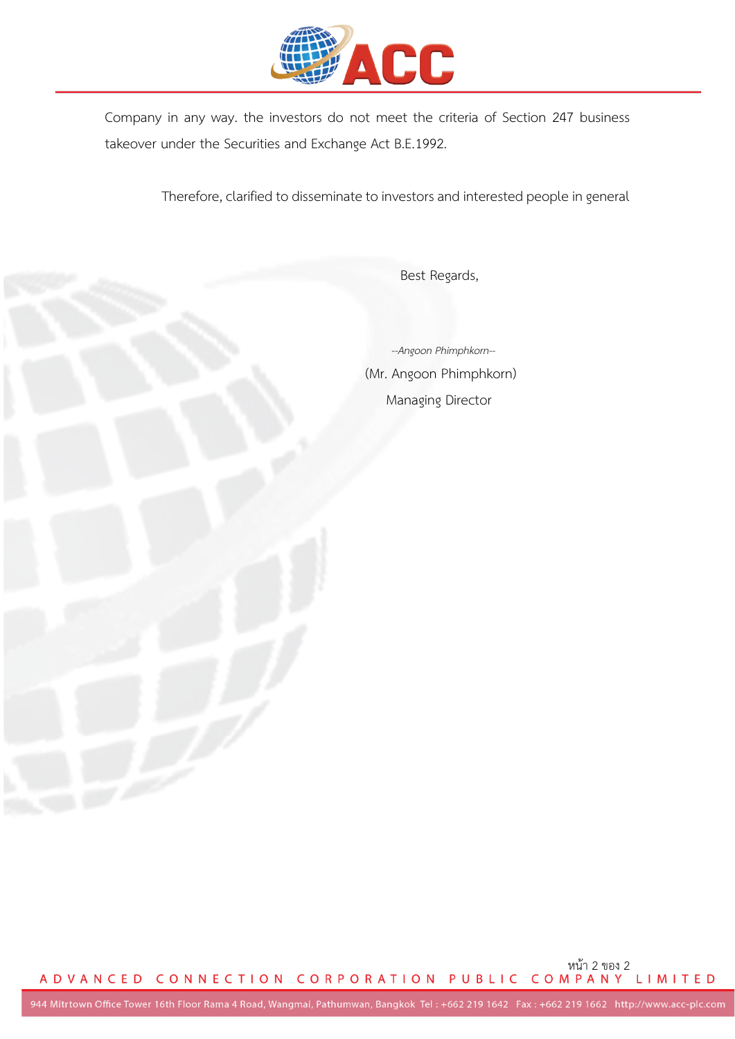Company in any way. the investors do not meet the criteria of Section 247 business takeover under the Securities and Exchange Act B.E.1992.

Therefore, clarified to disseminate to investors and interested people in general

Best Regards,

*--Angoon Phimphkorn--*

(Mr. Angoon Phimphkorn)

Managing Director